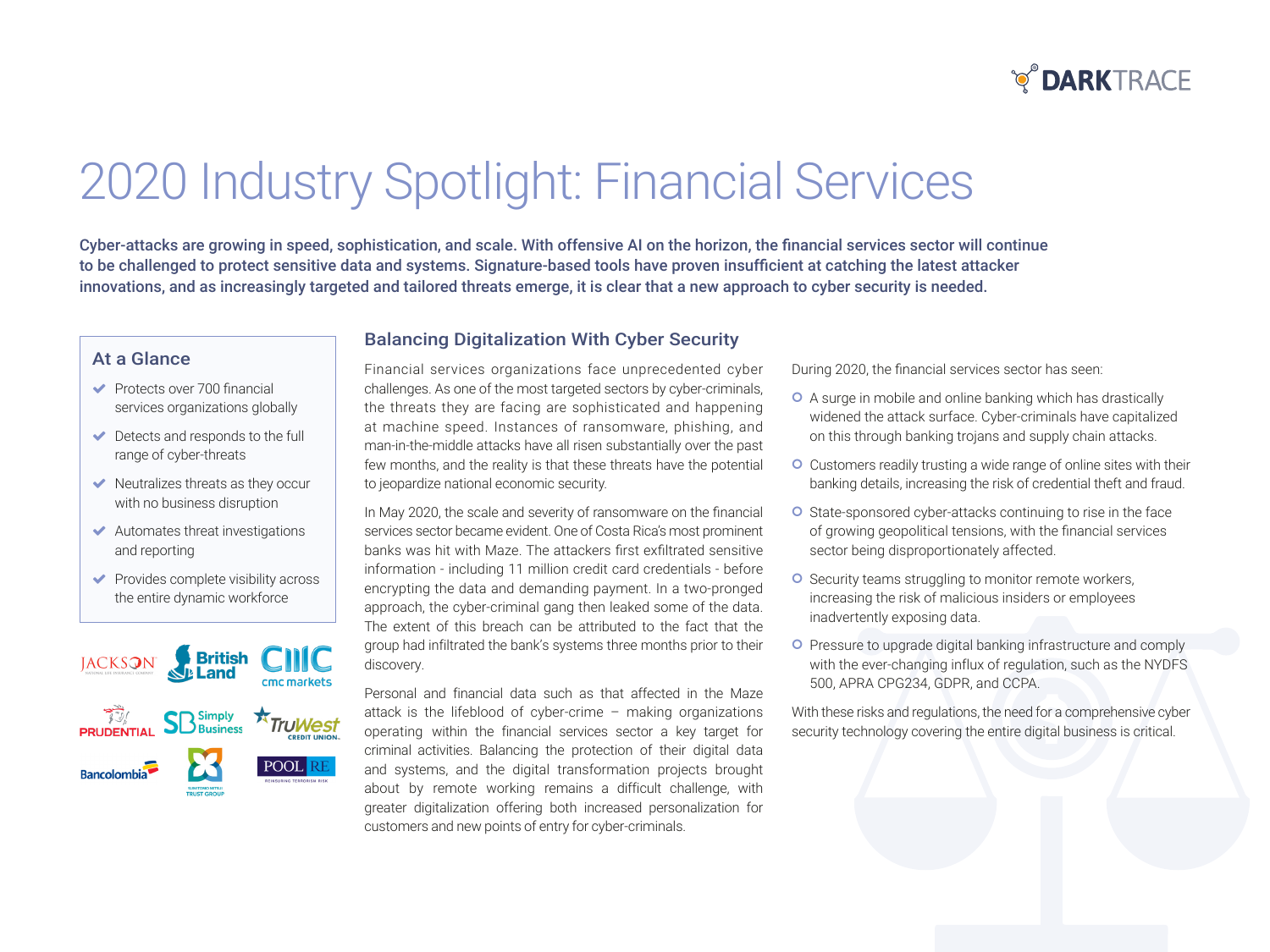# 2020 Industry Spotlight: Financial Services

**Cyber-attacks are growing in speed, sophistication, and scale. With offensive AI on the horizon, the financial services sector will continue to be challenged to protect sensitive data and systems. Signature-based tools have proven insufficient at catching the latest attacker innovations, and as increasingly targeted and tailored threats emerge, it is clear that a new approach to cyber security is needed.**

### At a Glance

- Protects over 700 financial services organizations globally
- Detects and responds to the full range of cyber-threats
- Neutralizes threats as they occur with no business disruption
- Automates threat investigations and reporting
- Provides complete visibility across the entire dynamic workforce

## Balancing Digitalization With Cyber Security

Financial services organizations face unprecedented cyber challenges. As one of the most targeted sectors by cyber-criminals, the threats they are facing are sophisticated and happening at machine speed. Instances of ransomware, phishing, and man-in-the-middle attacks have all risen substantially over the past few months, and the reality is that these threats have the potential to jeopardize national economic security.

In May 2020, the scale and severity of ransomware on the financial services sector became evident. One of Costa Rica's most prominent banks was hit with Maze. The attackers first exfiltrated sensitive information - including 11 million credit card credentials - before encrypting the data and demanding payment. In a two-pronged approach, the cyber-criminal gang then leaked some of the data. The extent of this breach can be attributed to the fact that the group had infiltrated the bank's systems three months prior to their discovery.

Personal and financial data such as that affected in the Maze attack is the lifeblood of cyber-crime – making organizations operating within the financial services sector a key target for criminal activities. Balancing the protection of their digital data and systems, and the digital transformation projects brought about by remote working remains a difficult challenge, with greater digitalization offering both increased personalization for customers and new points of entry for cyber-criminals.

During 2020, the financial services sector has seen:

- A surge in mobile and online banking which has drastically widened the attack surface. Cyber-criminals have capitalized on this through banking trojans and supply chain attacks.
- Customers readily trusting a wide range of online sites with their banking details, increasing the risk of credential theft and fraud.
- State-sponsored cyber-attacks continuing to rise in the face of growing geopolitical tensions, with the financial services sector being disproportionately affected.
- Security teams struggling to monitor remote workers, increasing the risk of malicious insiders or employees inadvertently exposing data.
- Pressure to upgrade digital banking infrastructure and comply with the ever-changing influx of regulation, such as the NYDFS 500, APRA CPG234, GDPR, and CCPA.

With these risks and regulations, the need for a comprehensive cyber security technology covering the entire digital business is critical.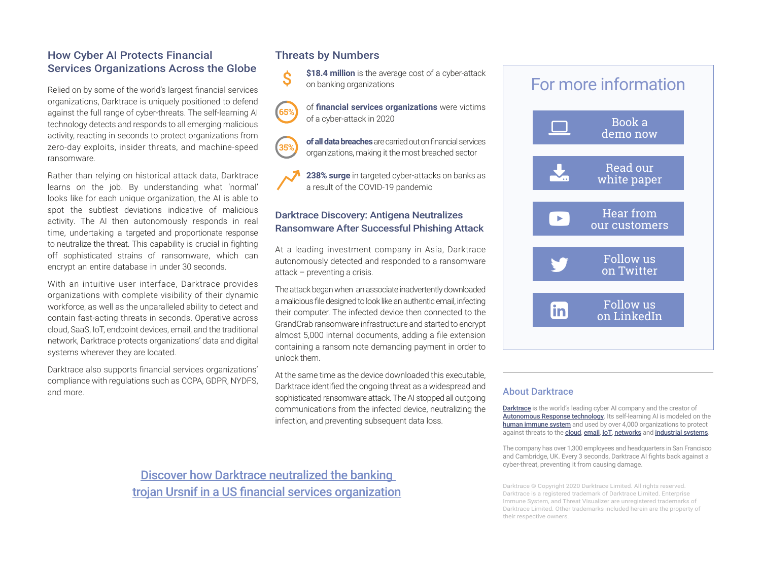## How Cyber AI Protects Financial Services Organizations Across the Globe

Relied on by some of the world's largest financial services organizations, Darktrace is uniquely positioned to defend against the full range of cyber-threats. The self-learning AI technology detects and responds to all emerging malicious activity, reacting in seconds to protect organizations from zero-day exploits, insider threats, and machine-speed ransomware.

Rather than relying on historical attack data, Darktrace learns on the job. By understanding what 'normal' looks like for each unique organization, the AI is able to spot the subtlest deviations indicative of malicious activity. The AI then autonomously responds in real time, undertaking a targeted and proportionate response to neutralize the threat. This capability is crucial in fighting off sophisticated strains of ransomware, which can encrypt an entire database in under 30 seconds.

With an intuitive user interface, Darktrace provides organizations with complete visibility of their dynamic workforce, as well as the unparalleled ability to detect and contain fast-acting threats in seconds. Operative across cloud, SaaS, IoT, endpoint devices, email, and the traditional network, Darktrace protects organizations' data and digital systems wherever they are located.

Darktrace also supports financial services organizations' compliance with regulations such as CCPA, GDPR, NYDFS, and more.

## Threats by Numbers

$ **$18.4 million** is the average cost of a cyber-attack on banking organizations

65% of **financial services organizations** were victims of a cyber-attack in 2020

35% **of all data breaches** are carried out on financial services organizations, making it the most breached sector

**238% surge** in targeted cyber-attacks on banks as a result of the COVID-19 pandemic

## Darktrace Discovery: Antigena Neutralizes Ransomware After Successful Phishing Attack

At a leading investment company in Asia, Darktrace autonomously detected and responded to a ransomware attack – preventing a crisis.

The attack began when an associate inadvertently downloaded a malicious file designed to look like an authentic email, infecting their computer. The infected device then connected to the GrandCrab ransomware infrastructure and started to encrypt almost 5,000 internal documents, adding a file extension containing a ransom note demanding payment in order to unlock them.

At the same time as the device downloaded this executable, Darktrace identified the ongoing threat as a widespread and sophisticated ransomware attack. The AI stopped all outgoing communications from the infected device, neutralizing the infection, and preventing subsequent data loss.

[Discover how Darktrace neutralized the banking trojan Ursnif in a US financial services organization]

## For more information

- Book a demo now
- Read our white paper
- Hear from our customers
- Follow us on Twitter
- Follow us on LinkedIn

## About Darktrace

Darktrace is the world's leading cyber AI company and the creator of Autonomous Response technology. Its self-learning AI is modeled on the human immune system and used by over 4,000 organizations to protect against threats to the cloud, email, IoT, networks and industrial systems.

The company has over 1,300 employees and headquarters in San Francisco and Cambridge, UK. Every 3 seconds, Darktrace AI fights back against a cyber-threat, preventing it from causing damage.

Darktrace © Copyright 2020 Darktrace Limited. All rights reserved. Darktrace is a registered trademark of Darktrace Limited. Enterprise Immune System, and Threat Visualizer are unregistered trademarks of Darktrace Limited. Other trademarks included herein are the property of their respective owners.